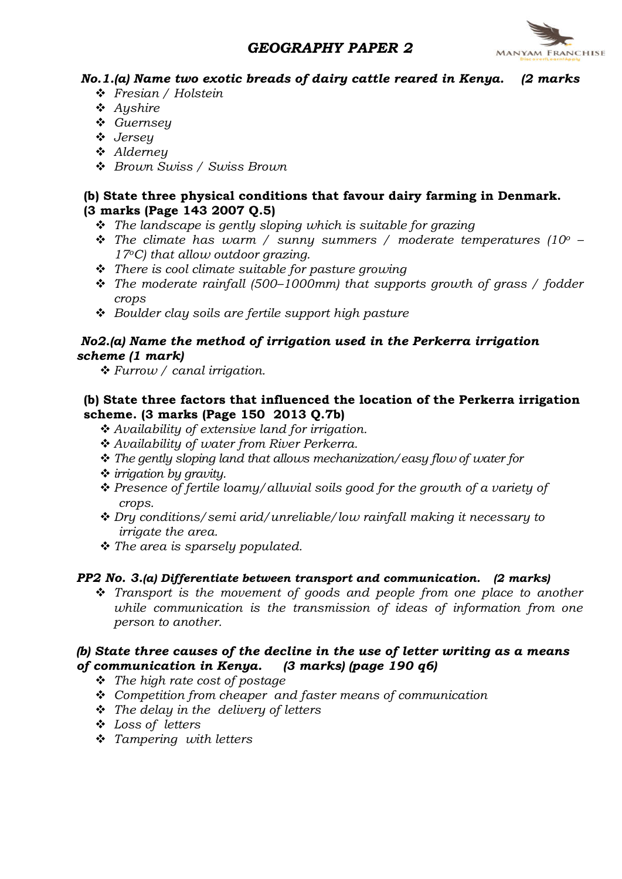# *GEOGRAPHY PAPER 2*

***No.1.(a) Name two exotic breads of dairy cattle reared in Kenya. (2 marks***

- *Fresian / Holstein*
- *Ayshire*
- *Guernsey*
- *Jersey*
- *Alderney*
- *Brown Swiss / Swiss Brown*

**(b) State three physical conditions that favour dairy farming in Denmark. (3 marks (Page 143 2007 Q.5)**

- *The landscape is gently sloping which is suitable for grazing*
- *The climate has warm / sunny summers / moderate temperatures ($10^o$ – $17^oC$) that allow outdoor grazing.*
- *There is cool climate suitable for pasture growing*
- *The moderate rainfall (500–1000mm) that supports growth of grass / fodder crops*
- *Boulder clay soils are fertile support high pasture*

***No2.(a) Name the method of irrigation used in the Perkerra irrigation scheme (1 mark)***

- *Furrow / canal irrigation.*

**(b) State three factors that influenced the location of the Perkerra irrigation scheme. (3 marks (Page 150 2013 Q.7b)**

- *Availability of extensive land for irrigation.*
- *Availability of water from River Perkerra.*
- *The gently sloping land that allows mechanization/easy flow of water for*
- *irrigation by gravity.*
- *Presence of fertile loamy/alluvial soils good for the growth of a variety of crops.*
- *Dry conditions/semi arid/unreliable/low rainfall making it necessary to irrigate the area.*
- *The area is sparsely populated.*

***PP2 No. 3.(a) Differentiate between transport and communication. (2 marks)***

- *Transport is the movement of goods and people from one place to another while communication is the transmission of ideas of information from one person to another.*

***(b) State three causes of the decline in the use of letter writing as a means of communication in Kenya. (3 marks) (page 190 q6)***

- *The high rate cost of postage*
- *Competition from cheaper and faster means of communication*
- *The delay in the delivery of letters*
- *Loss of letters*
- *Tampering with letters*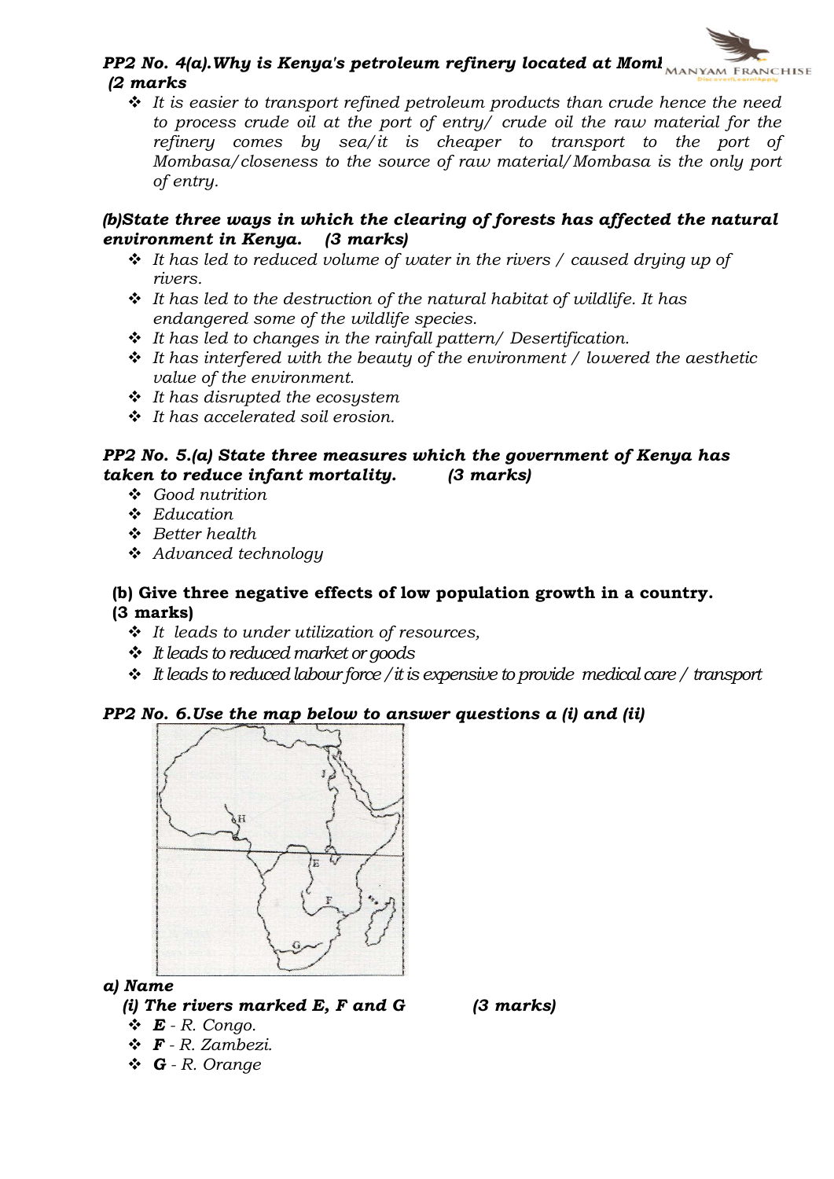***PP2 No. 4(a).Why is Kenya's petroleum refinery located at Moml (2 marks***

- *It is easier to transport refined petroleum products than crude hence the need to process crude oil at the port of entry/ crude oil the raw material for the refinery comes by sea/it is cheaper to transport to the port of Mombasa/closeness to the source of raw material/Mombasa is the only port of entry.*

***(b)State three ways in which the clearing of forests has affected the natural environment in Kenya. (3 marks)***

- *It has led to reduced volume of water in the rivers / caused drying up of rivers.*
- *It has led to the destruction of the natural habitat of wildlife. It has endangered some of the wildlife species.*
- *It has led to changes in the rainfall pattern/ Desertification.*
- *It has interfered with the beauty of the environment / lowered the aesthetic value of the environment.*
- *It has disrupted the ecosystem*
- *It has accelerated soil erosion.*

***PP2 No. 5.(a) State three measures which the government of Kenya has taken to reduce infant mortality. (3 marks)***

- *Good nutrition*
- *Education*
- *Better health*
- *Advanced technology*

**(b) Give three negative effects of low population growth in a country. (3 marks)**

- *It leads to under utilization of resources,*
- *It leads to reduced market or goods*
- *It leads to reduced labour force /it is expensive to provide medical care / transport*

***PP2 No. 6.Use the map below to answer questions a (i) and (ii)***

***a) Name***

***(i) The rivers marked E, F and G (3 marks)***

- ***E** - R. Congo.*
- ***F** - R. Zambezi.*
- ***G** - R. Orange*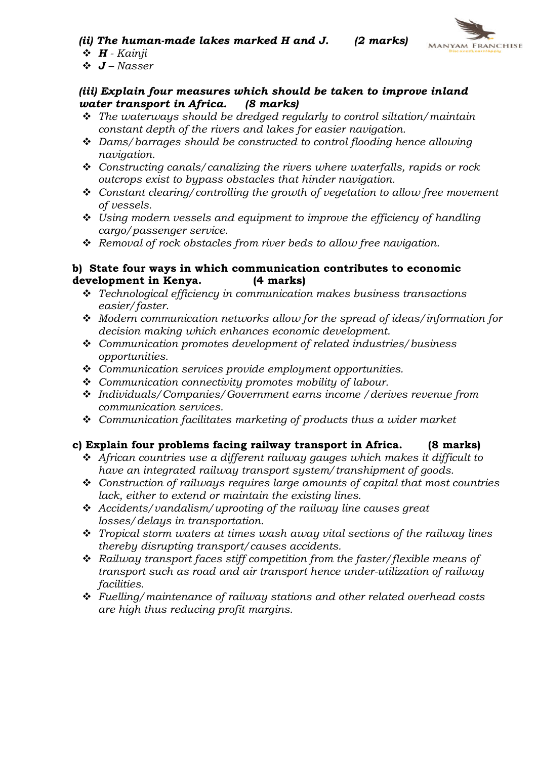***(ii) The human-made lakes marked H and J.*** ***(2 marks)***

- ***H*** *- Kainji*
- ***J*** *– Nasser*

***(iii) Explain four measures which should be taken to improve inland water transport in Africa.*** ***(8 marks)***

- *The waterways should be dredged regularly to control siltation/ maintain constant depth of the rivers and lakes for easier navigation.*
- *Dams/ barrages should be constructed to control flooding hence allowing navigation.*
- *Constructing canals/ canalizing the rivers where waterfalls, rapids or rock outcrops exist to bypass obstacles that hinder navigation.*
- *Constant clearing/ controlling the growth of vegetation to allow free movement of vessels.*
- *Using modern vessels and equipment to improve the efficiency of handling cargo/ passenger service.*
- *Removal of rock obstacles from river beds to allow free navigation.*

**b) State four ways in which communication contributes to economic development in Kenya.** **(4 marks)**

- *Technological efficiency in communication makes business transactions easier/ faster.*
- *Modern communication networks allow for the spread of ideas/ information for decision making which enhances economic development.*
- *Communication promotes development of related industries/ business opportunities.*
- *Communication services provide employment opportunities.*
- *Communication connectivity promotes mobility of labour.*
- *Individuals/ Companies/ Government earns income / derives revenue from communication services.*
- *Communication facilitates marketing of products thus a wider market*

**c) Explain four problems facing railway transport in Africa.** **(8 marks)**

- *African countries use a different railway gauges which makes it difficult to have an integrated railway transport system/ transhipment of goods.*
- *Construction of railways requires large amounts of capital that most countries lack, either to extend or maintain the existing lines.*
- *Accidents/ vandalism/ uprooting of the railway line causes great losses/ delays in transportation.*
- *Tropical storm waters at times wash away vital sections of the railway lines thereby disrupting transport/ causes accidents.*
- *Railway transport faces stiff competition from the faster/ flexible means of transport such as road and air transport hence under-utilization of railway facilities.*
- *Fuelling/ maintenance of railway stations and other related overhead costs are high thus reducing profit margins.*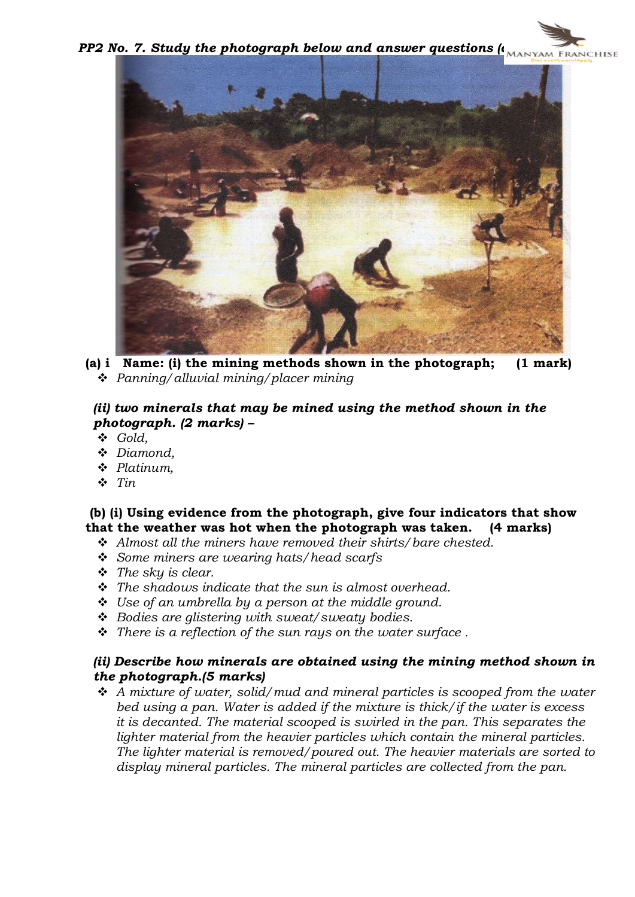***PP2 No. 7. Study the photograph below and answer questions (***

**(a) i  Name: (i) the mining methods shown in the photograph;  (1 mark)**

- *Panning/ alluvial mining/ placer mining*

***(ii) two minerals that may be mined using the method shown in the photograph. (2 marks) –***

- *Gold,*
- *Diamond,*
- *Platinum,*
- *Tin*

**(b) (i) Using evidence from the photograph, give four indicators that show that the weather was hot when the photograph was taken.  (4 marks)**

- *Almost all the miners have removed their shirts/ bare chested.*
- *Some miners are wearing hats/ head scarfs*
- *The sky is clear.*
- *The shadows indicate that the sun is almost overhead.*
- *Use of an umbrella by a person at the middle ground.*
- *Bodies are glistering with sweat/ sweaty bodies.*
- *There is a reflection of the sun rays on the water surface .*

***(ii) Describe how minerals are obtained using the mining method shown in the photograph.(5 marks)***

- *A mixture of water, solid/ mud and mineral particles is scooped from the water bed using a pan. Water is added if the mixture is thick/ if the water is excess it is decanted. The material scooped is swirled in the pan. This separates the lighter material from the heavier particles which contain the mineral particles. The lighter material is removed/ poured out. The heavier materials are sorted to display mineral particles. The mineral particles are collected from the pan.*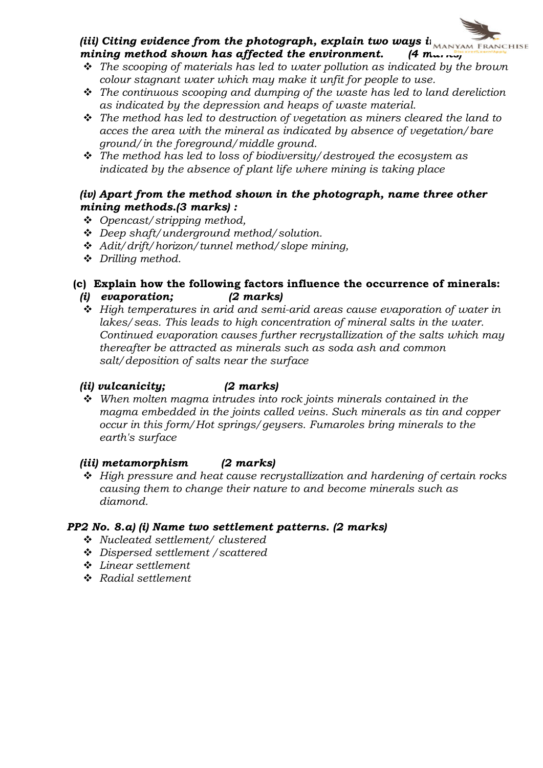***(iii) Citing evidence from the photograph, explain two ways in which the mining method shown has affected the environment. (4 marks)***

- *The scooping of materials has led to water pollution as indicated by the brown colour stagnant water which may make it unfit for people to use.*
- *The continuous scooping and dumping of the waste has led to land dereliction as indicated by the depression and heaps of waste material.*
- *The method has led to destruction of vegetation as miners cleared the land to acces the area with the mineral as indicated by absence of vegetation/bare ground/in the foreground/middle ground.*
- *The method has led to loss of biodiversity/destroyed the ecosystem as indicated by the absence of plant life where mining is taking place*

***(iv) Apart from the method shown in the photograph, name three other mining methods.(3 marks) :***

- *Opencast/stripping method,*
- *Deep shaft/underground method/solution.*
- *Adit/drift/horizon/tunnel method/slope mining,*
- *Drilling method.*

**(c) Explain how the following factors influence the occurrence of minerals:**

***(i) evaporation; (2 marks)***

- *High temperatures in arid and semi-arid areas cause evaporation of water in lakes/seas. This leads to high concentration of mineral salts in the water. Continued evaporation causes further recrystallization of the salts which may thereafter be attracted as minerals such as soda ash and common salt/deposition of salts near the surface*

***(ii) vulcanicity; (2 marks)***

- *When molten magma intrudes into rock joints minerals contained in the magma embedded in the joints called veins. Such minerals as tin and copper occur in this form/Hot springs/geysers. Fumaroles bring minerals to the earth's surface*

***(iii) metamorphism (2 marks)***

- *High pressure and heat cause recrystallization and hardening of certain rocks causing them to change their nature to and become minerals such as diamond.*

***PP2 No. 8.a) (i) Name two settlement patterns. (2 marks)***

- *Nucleated settlement/ clustered*
- *Dispersed settlement /scattered*
- *Linear settlement*
- *Radial settlement*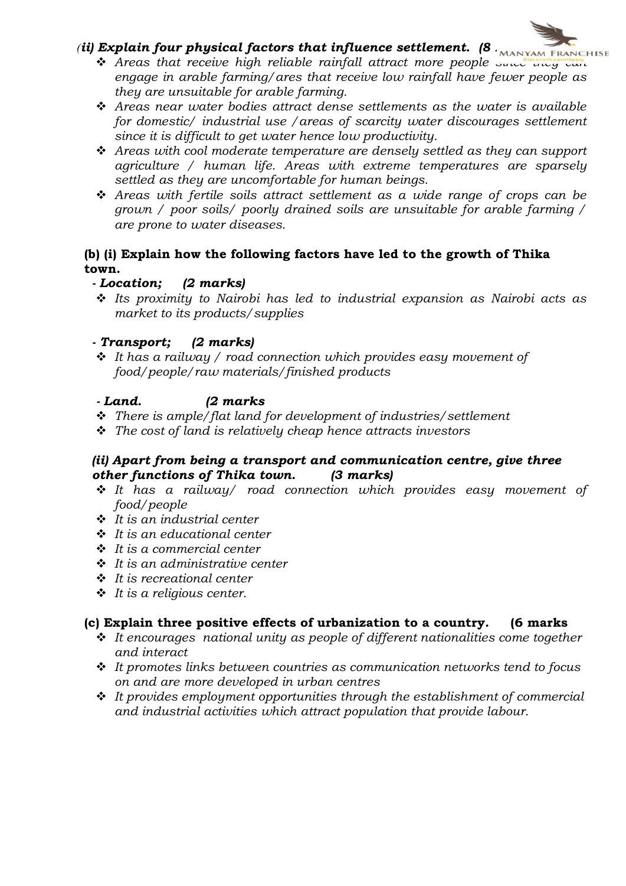*(ii) **Explain four physical factors that influence settlement.** (8*

- *Areas that receive high reliable rainfall attract more people since they can engage in arable farming/ ares that receive low rainfall have fewer people as they are unsuitable for arable farming.*
- *Areas near water bodies attract dense settlements as the water is available for domestic/ industrial use /areas of scarcity water discourages settlement since it is difficult to get water hence low productivity.*
- *Areas with cool moderate temperature are densely settled as they can support agriculture / human life. Areas with extreme temperatures are sparsely settled as they are uncomfortable for human beings.*
- *Areas with fertile soils attract settlement as a wide range of crops can be grown / poor soils/ poorly drained soils are unsuitable for arable farming / are prone to water diseases.*

**(b) (i) Explain how the following factors have led to the growth of Thika town.**

***- Location; (2 marks)***

- *Its proximity to Nairobi has led to industrial expansion as Nairobi acts as market to its products/ supplies*

***- Transport; (2 marks)***

- *It has a railway / road connection which provides easy movement of food/people/raw materials/finished products*

***- Land. (2 marks***

- *There is ample/flat land for development of industries/ settlement*
- *The cost of land is relatively cheap hence attracts investors*

***(ii) Apart from being a transport and communication centre, give three other functions of Thika town. (3 marks)***

- *It has a railway/ road connection which provides easy movement of food/people*
- *It is an industrial center*
- *It is an educational center*
- *It is a commercial center*
- *It is an administrative center*
- *It is recreational center*
- *It is a religious center.*

**(c) Explain three positive effects of urbanization to a country. (6 marks**

- *It encourages national unity as people of different nationalities come together and interact*
- *It promotes links between countries as communication networks tend to focus on and are more developed in urban centres*
- *It provides employment opportunities through the establishment of commercial and industrial activities which attract population that provide labour.*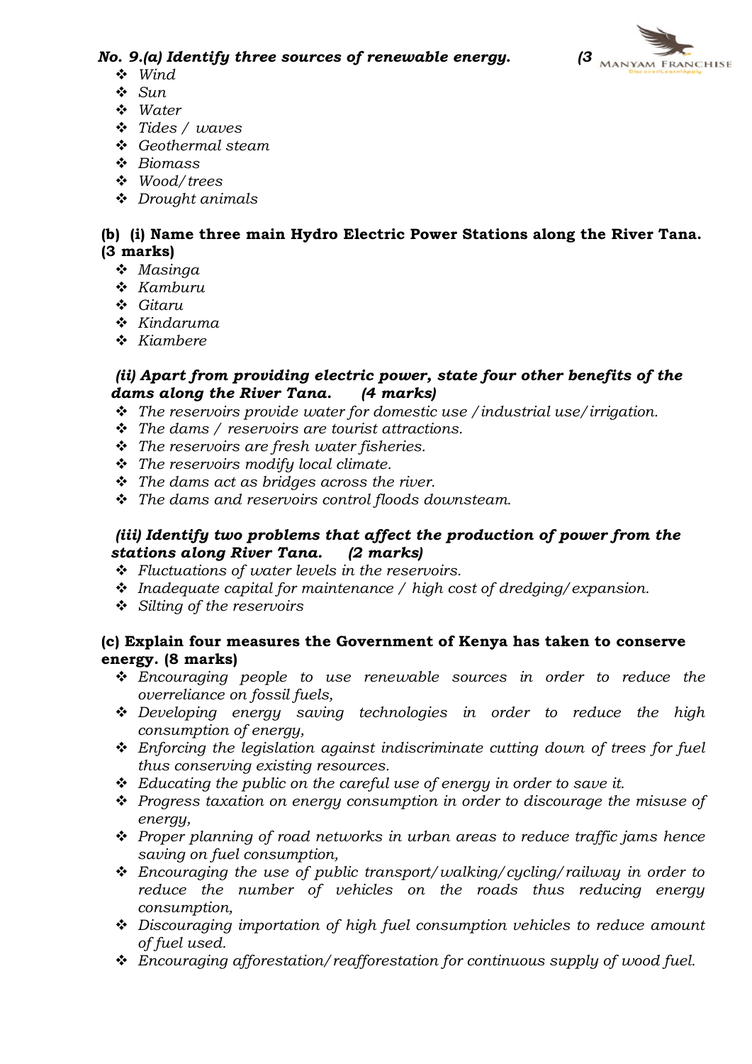***No. 9.(a) Identify three sources of renewable energy. (3***

- *Wind*
- *Sun*
- *Water*
- *Tides / waves*
- *Geothermal steam*
- *Biomass*
- *Wood/trees*
- *Drought animals*

**(b) (i) Name three main Hydro Electric Power Stations along the River Tana. (3 marks)**

- *Masinga*
- *Kamburu*
- *Gitaru*
- *Kindaruma*
- *Kiambere*

***(ii) Apart from providing electric power, state four other benefits of the dams along the River Tana. (4 marks)***

- *The reservoirs provide water for domestic use /industrial use/irrigation.*
- *The dams / reservoirs are tourist attractions.*
- *The reservoirs are fresh water fisheries.*
- *The reservoirs modify local climate.*
- *The dams act as bridges across the river.*
- *The dams and reservoirs control floods downsteam.*

***(iii) Identify two problems that affect the production of power from the stations along River Tana. (2 marks)***

- *Fluctuations of water levels in the reservoirs.*
- *Inadequate capital for maintenance / high cost of dredging/expansion.*
- *Silting of the reservoirs*

**(c) Explain four measures the Government of Kenya has taken to conserve energy. (8 marks)**

- *Encouraging people to use renewable sources in order to reduce the overreliance on fossil fuels,*
- *Developing energy saving technologies in order to reduce the high consumption of energy,*
- *Enforcing the legislation against indiscriminate cutting down of trees for fuel thus conserving existing resources.*
- *Educating the public on the careful use of energy in order to save it.*
- *Progress taxation on energy consumption in order to discourage the misuse of energy,*
- *Proper planning of road networks in urban areas to reduce traffic jams hence saving on fuel consumption,*
- *Encouraging the use of public transport/walking/cycling/railway in order to reduce the number of vehicles on the roads thus reducing energy consumption,*
- *Discouraging importation of high fuel consumption vehicles to reduce amount of fuel used.*
- *Encouraging afforestation/reafforestation for continuous supply of wood fuel.*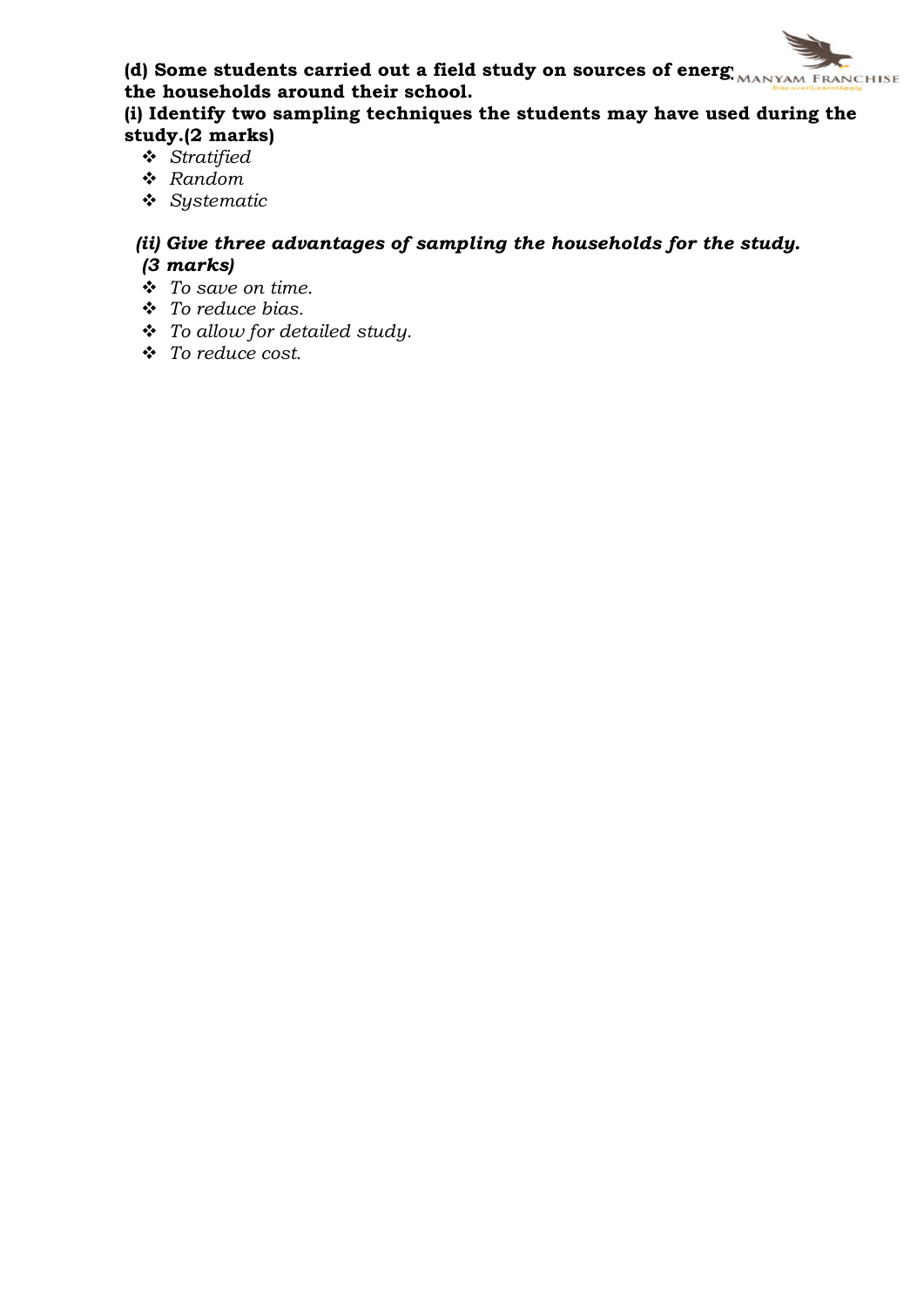**(d) Some students carried out a field study on sources of energy the households around their school.**

**(i) Identify two sampling techniques the students may have used during the study.(2 marks)**

- *Stratified*
- *Random*
- *Systematic*

***(ii) Give three advantages of sampling the households for the study. (3 marks)***

- *To save on time.*
- *To reduce bias.*
- *To allow for detailed study.*
- *To reduce cost.*